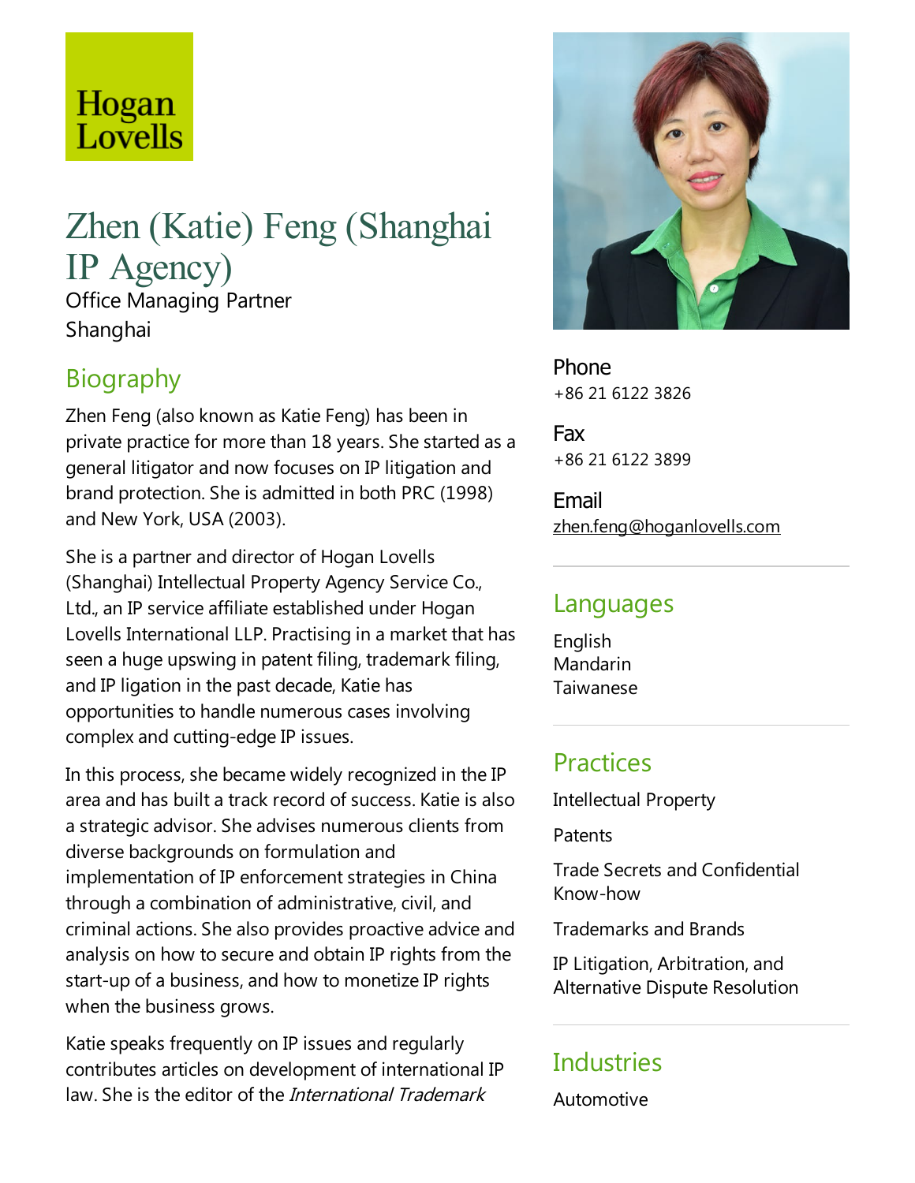Hogan Lovells

# Zhen (Katie) Feng (Shanghai IP Agency)

Office Managing Partner
Shanghai

## Biography

Zhen Feng (also known as Katie Feng) has been in private practice for more than 18 years. She started as a general litigator and now focuses on IP litigation and brand protection. She is admitted in both PRC (1998) and New York, USA (2003).

She is a partner and director of Hogan Lovells (Shanghai) Intellectual Property Agency Service Co., Ltd., an IP service affiliate established under Hogan Lovells International LLP. Practising in a market that has seen a huge upswing in patent filing, trademark filing, and IP ligation in the past decade, Katie has opportunities to handle numerous cases involving complex and cutting-edge IP issues.

In this process, she became widely recognized in the IP area and has built a track record of success. Katie is also a strategic advisor. She advises numerous clients from diverse backgrounds on formulation and implementation of IP enforcement strategies in China through a combination of administrative, civil, and criminal actions. She also provides proactive advice and analysis on how to secure and obtain IP rights from the start-up of a business, and how to monetize IP rights when the business grows.

Katie speaks frequently on IP issues and regularly contributes articles on development of international IP law. She is the editor of the *International Trademark*

Phone
+86 21 6122 3826

Fax
+86 21 6122 3899

Email
zhen.feng@hoganlovells.com

## Languages

English
Mandarin
Taiwanese

## Practices

Intellectual Property

Patents

Trade Secrets and Confidential Know-how

Trademarks and Brands

IP Litigation, Arbitration, and Alternative Dispute Resolution

## Industries

Automotive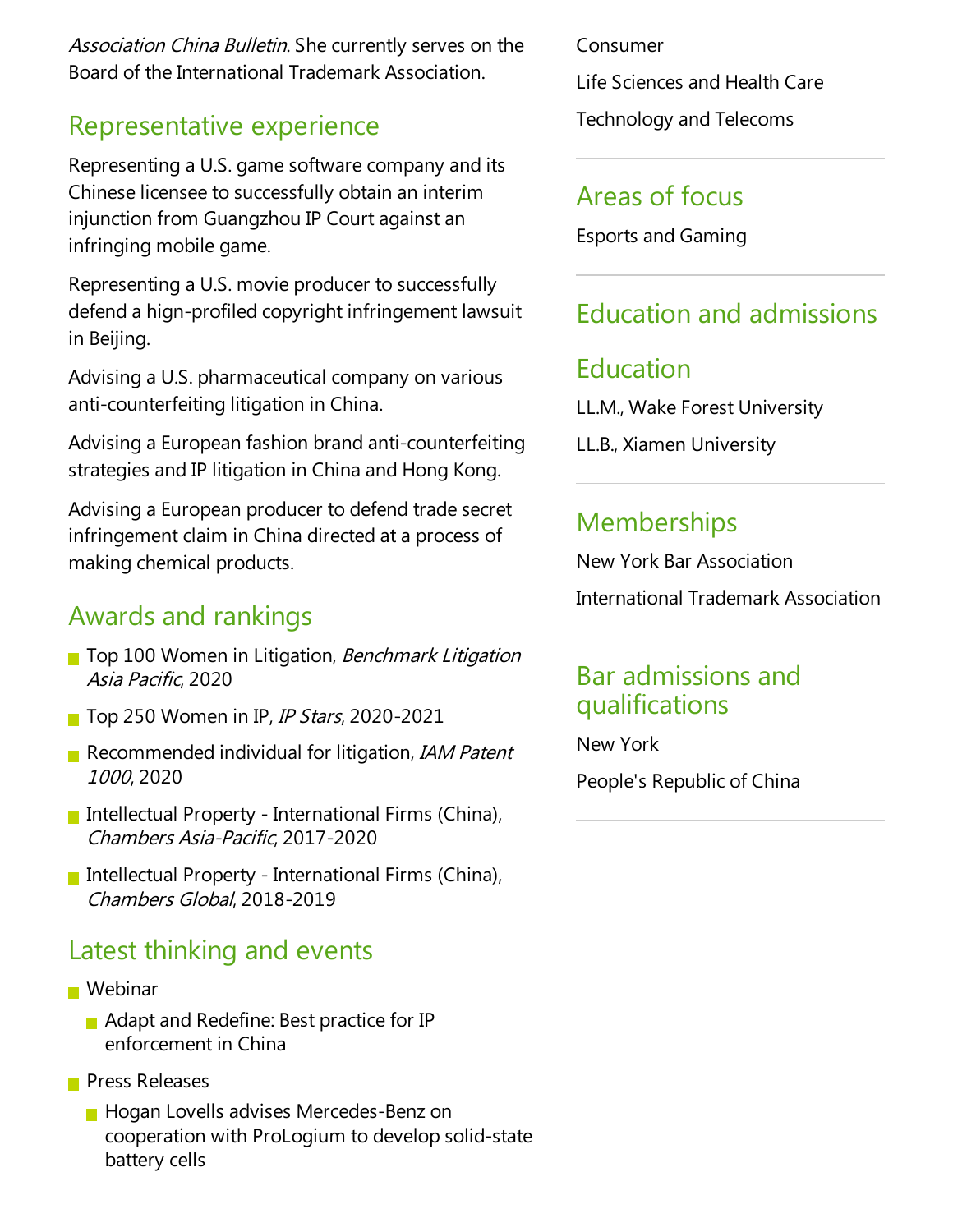*Association China Bulletin*. She currently serves on the Board of the International Trademark Association.

## Representative experience

Representing a U.S. game software company and its Chinese licensee to successfully obtain an interim injunction from Guangzhou IP Court against an infringing mobile game.

Representing a U.S. movie producer to successfully defend a hign-profiled copyright infringement lawsuit in Beijing.

Advising a U.S. pharmaceutical company on various anti-counterfeiting litigation in China.

Advising a European fashion brand anti-counterfeiting strategies and IP litigation in China and Hong Kong.

Advising a European producer to defend trade secret infringement claim in China directed at a process of making chemical products.

## Awards and rankings

- Top 100 Women in Litigation, *Benchmark Litigation Asia Pacific*, 2020
- Top 250 Women in IP, *IP Stars*, 2020-2021
- Recommended individual for litigation, *IAM Patent 1000*, 2020
- Intellectual Property - International Firms (China), *Chambers Asia-Pacific*, 2017-2020
- Intellectual Property - International Firms (China), *Chambers Global*, 2018-2019

## Latest thinking and events

- Webinar
  - Adapt and Redefine: Best practice for IP enforcement in China
- Press Releases
  - Hogan Lovells advises Mercedes-Benz on cooperation with ProLogium to develop solid-state battery cells

Consumer

Life Sciences and Health Care

Technology and Telecoms

## Areas of focus

Esports and Gaming

## Education and admissions

## Education

LL.M., Wake Forest University

LL.B., Xiamen University

## Memberships

New York Bar Association

International Trademark Association

## Bar admissions and qualifications

New York

People's Republic of China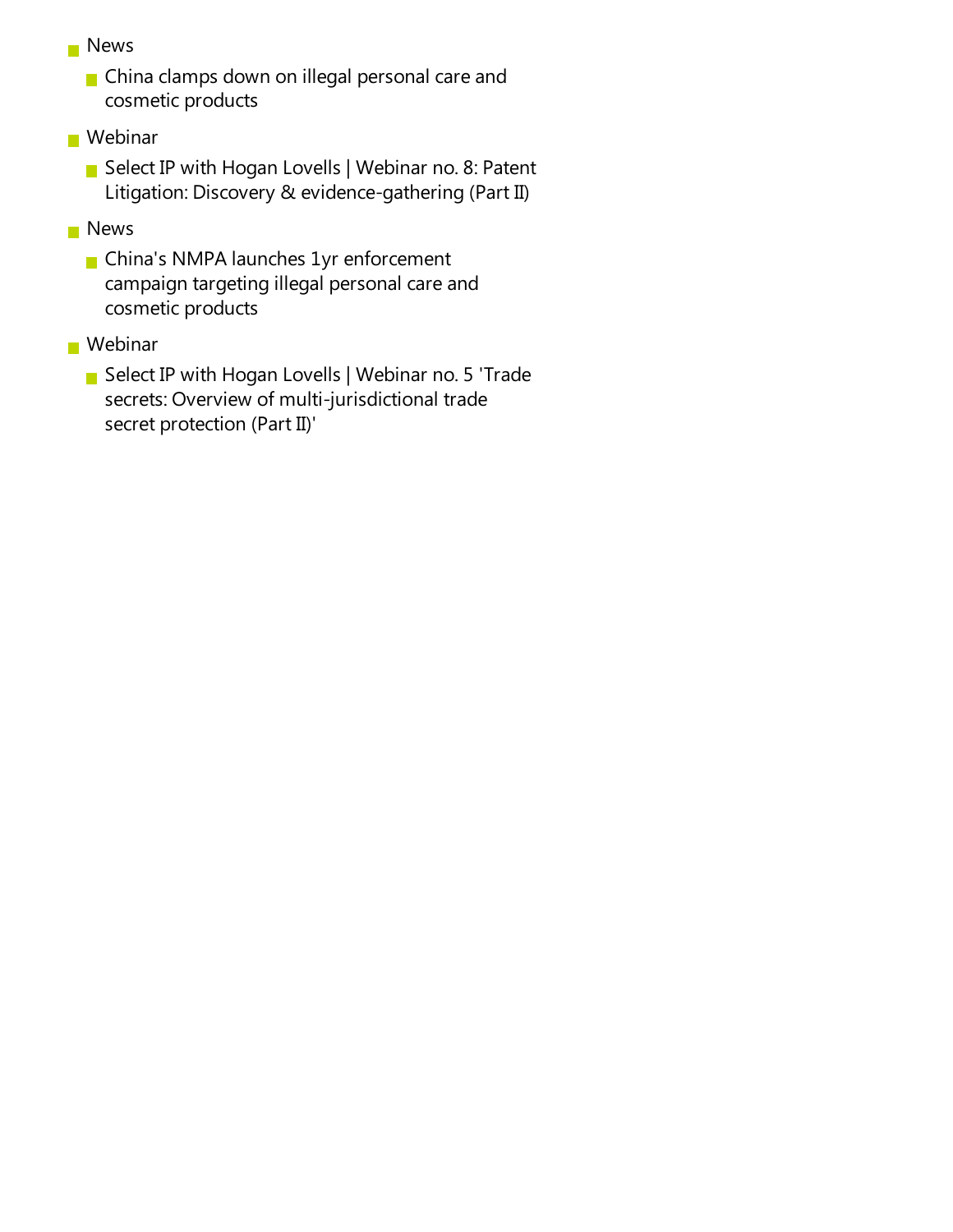- News
  - China clamps down on illegal personal care and cosmetic products
- Webinar
  - Select IP with Hogan Lovells | Webinar no. 8: Patent Litigation: Discovery & evidence-gathering (Part II)
- News
  - China's NMPA launches 1yr enforcement campaign targeting illegal personal care and cosmetic products
- Webinar
  - Select IP with Hogan Lovells | Webinar no. 5 'Trade secrets: Overview of multi-jurisdictional trade secret protection (Part II)'